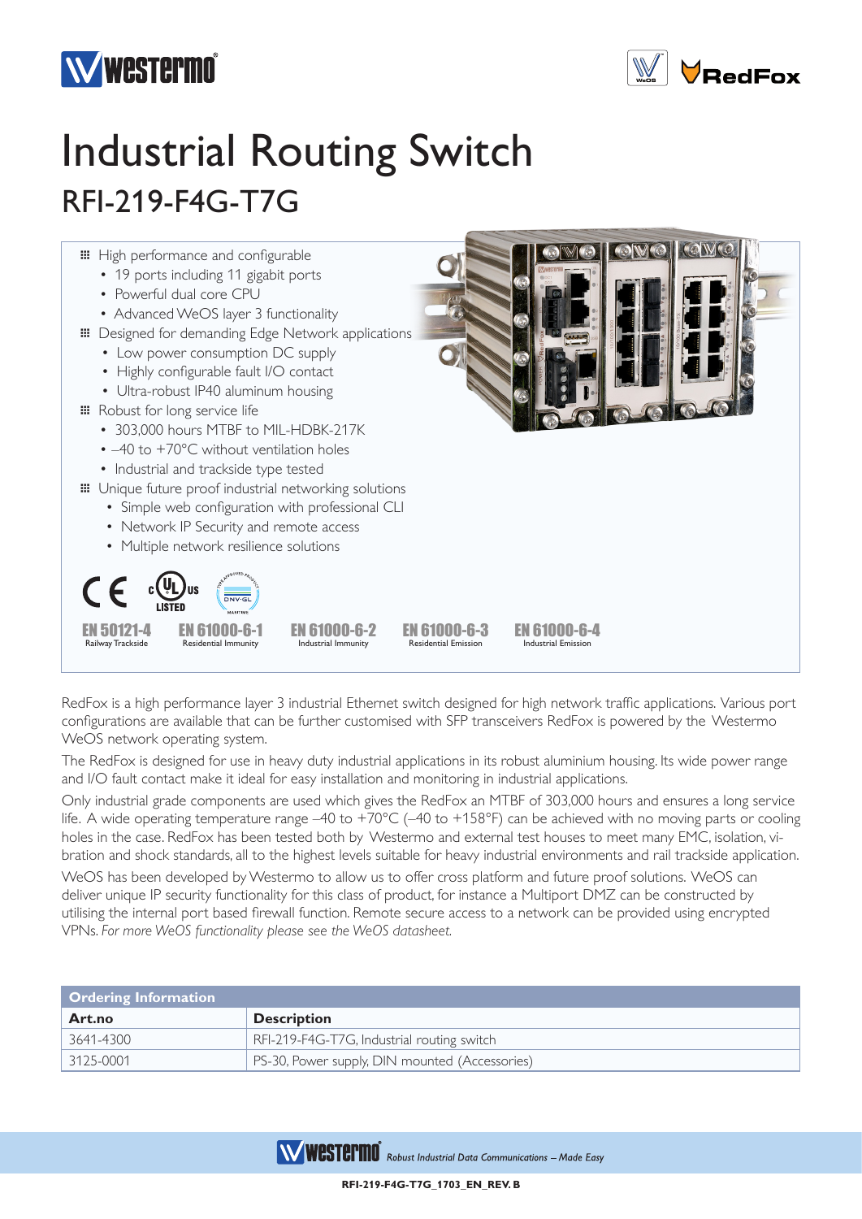# Industrial Routing Switch

## RFI-219-F4G-T7G

- High performance and configurable
  - 19 ports including 11 gigabit ports
  - Powerful dual core CPU
  - Advanced WeOS layer 3 functionality
- Designed for demanding Edge Network applications
  - Low power consumption DC supply
  - Highly configurable fault I/O contact
  - Ultra-robust IP40 aluminum housing
- Robust for long service life
  - 303,000 hours MTBF to MIL-HDBK-217K
  - –40 to +70°C without ventilation holes
  - Industrial and trackside type tested
- Unique future proof industrial networking solutions
  - Simple web configuration with professional CLI
  - Network IP Security and remote access
  - Multiple network resilience solutions

**EN 50121-4** Railway Trackside | **EN 61000-6-1** Residential Immunity | **EN 61000-6-2** Industrial Immunity | **EN 61000-6-3** Residential Emission | **EN 61000-6-4** Industrial Emission

RedFox is a high performance layer 3 industrial Ethernet switch designed for high network traffic applications. Various port configurations are available that can be further customised with SFP transceivers RedFox is powered by the Westermo WeOS network operating system.

The RedFox is designed for use in heavy duty industrial applications in its robust aluminium housing. Its wide power range and I/O fault contact make it ideal for easy installation and monitoring in industrial applications.

Only industrial grade components are used which gives the RedFox an MTBF of 303,000 hours and ensures a long service life. A wide operating temperature range –40 to +70°C (–40 to +158°F) can be achieved with no moving parts or cooling holes in the case. RedFox has been tested both by Westermo and external test houses to meet many EMC, isolation, vibration and shock standards, all to the highest levels suitable for heavy industrial environments and rail trackside application.

WeOS has been developed by Westermo to allow us to offer cross platform and future proof solutions. WeOS can deliver unique IP security functionality for this class of product, for instance a Multiport DMZ can be constructed by utilising the internal port based firewall function. Remote secure access to a network can be provided using encrypted VPNs. *For more WeOS functionality please see the WeOS datasheet.*

**Ordering Information**

| Art.no | Description |
|---|---|
| 3641-4300 | RFI-219-F4G-T7G, Industrial routing switch |
| 3125-0001 | PS-30, Power supply, DIN mounted (Accessories) |

*Robust Industrial Data Communications – Made Easy*

RFI-219-F4G-T7G_1703_EN_REV. B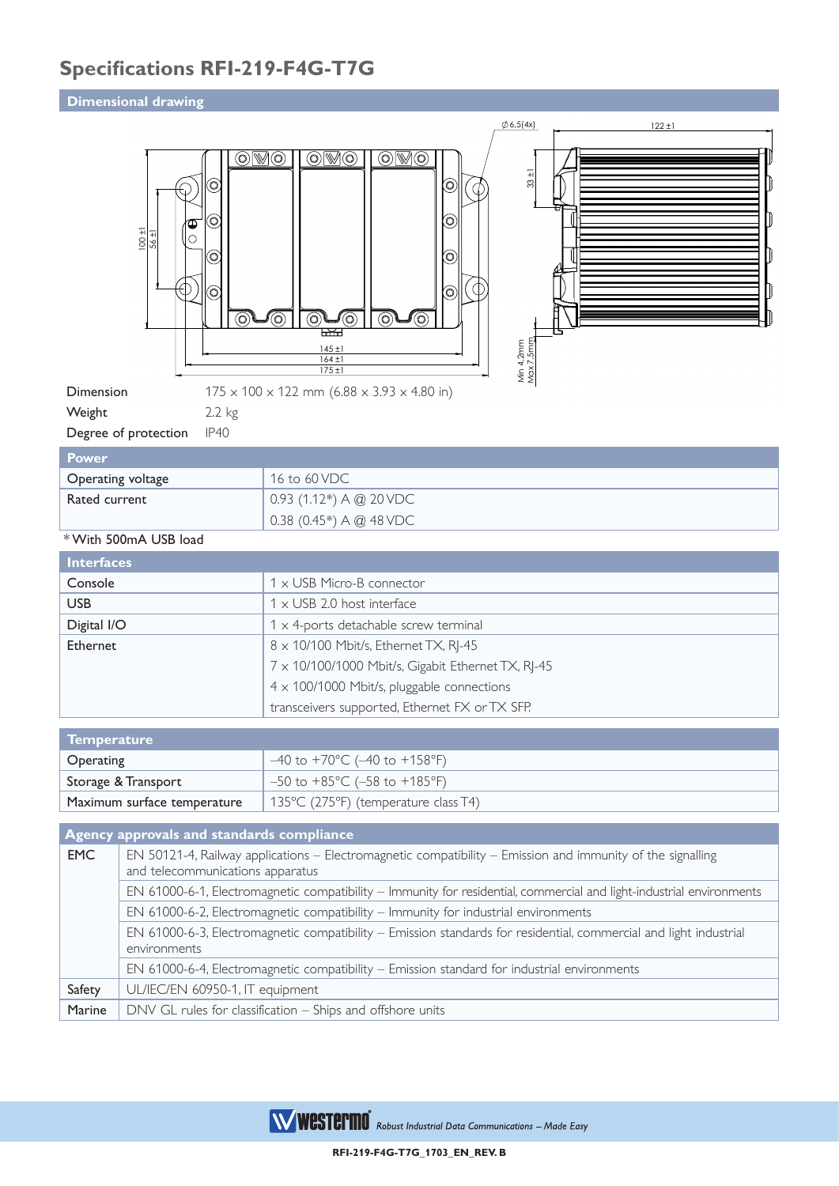# Specifications RFI-219-F4G-T7G

## Dimensional drawing

Ø 6,5(4x)

122 ±1

33 ±1

100 ±1

56 ±1

145 ±1

164 ±1

175 ±1

Min 4,2mm

Max 7,5mm

| | |
|---|---|
| Dimension | 175 x 100 x 122 mm (6.88 x 3.93 x 4.80 in) |
| Weight | 2.2 kg |
| Degree of protection | IP40 |

| Power | |
|---|---|
| Operating voltage | 16 to 60 VDC |
| Rated current | 0.93 (1.12*) A @ 20 VDC |
| | 0.38 (0.45*) A @ 48 VDC |

*With 500mA USB load

| Interfaces | |
|---|---|
| Console | 1 x USB Micro-B connector |
| USB | 1 x USB 2.0 host interface |
| Digital I/O | 1 x 4-ports detachable screw terminal |
| Ethernet | 8 x 10/100 Mbit/s, Ethernet TX, RJ-45 |
| | 7 x 10/100/1000 Mbit/s, Gigabit Ethernet TX, RJ-45 |
| | 4 x 100/1000 Mbit/s, pluggable connections |
| | transceivers supported, Ethernet FX or TX SFP. |

| Temperature | |
|---|---|
| Operating | –40 to +70°C (–40 to +158°F) |
| Storage & Transport | –50 to +85°C (–58 to +185°F) |
| Maximum surface temperature | 135°C (275°F) (temperature class T4) |

| Agency approvals and standards compliance | |
|---|---|
| EMC | EN 50121-4, Railway applications – Electromagnetic compatibility – Emission and immunity of the signalling and telecommunications apparatus |
| | EN 61000-6-1, Electromagnetic compatibility – Immunity for residential, commercial and light-industrial environments |
| | EN 61000-6-2, Electromagnetic compatibility – Immunity for industrial environments |
| | EN 61000-6-3, Electromagnetic compatibility – Emission standards for residential, commercial and light industrial environments |
| | EN 61000-6-4, Electromagnetic compatibility – Emission standard for industrial environments |
| Safety | UL/IEC/EN 60950-1, IT equipment |
| Marine | DNV GL rules for classification – Ships and offshore units |

Westermo *Robust Industrial Data Communications – Made Easy*

RFI-219-F4G-T7G_1703_EN_REV. B